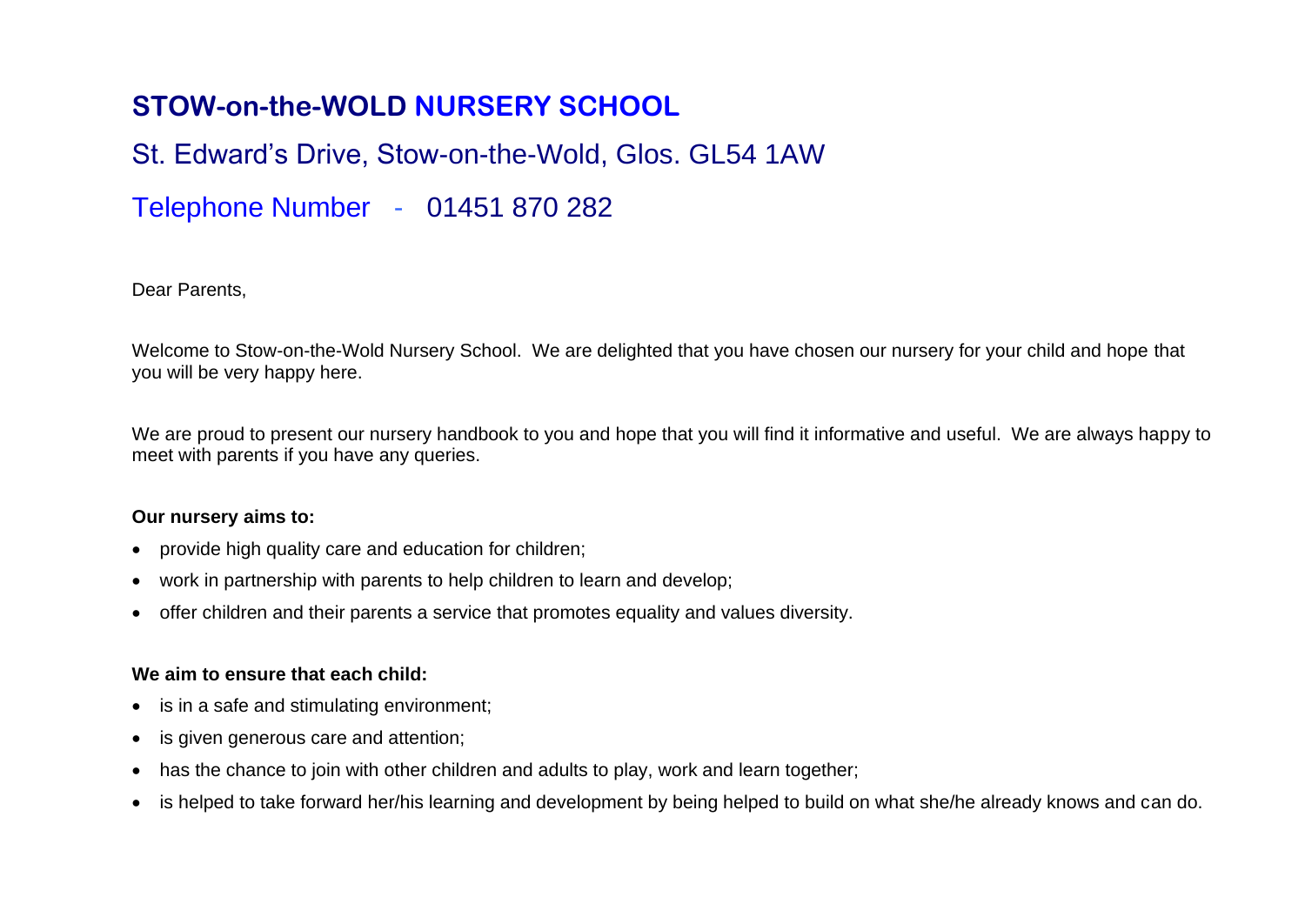# STOW-on-the-WOLD NURSERY SCHOOL

St. Edward's Drive, Stow-on-the-Wold, Glos. GL54 1AW

Telephone Number - 01451 870 282

Dear Parents,

Welcome to Stow-on-the-Wold Nursery School. We are delighted that you have chosen our nursery for your child and hope that you will be very happy here.

We are proud to present our nursery handbook to you and hope that you will find it informative and useful. We are always happy to meet with parents if you have any queries.

**Our nursery aims to:**

- provide high quality care and education for children;
- work in partnership with parents to help children to learn and develop;
- offer children and their parents a service that promotes equality and values diversity.

**We aim to ensure that each child:**

- is in a safe and stimulating environment;
- is given generous care and attention;
- has the chance to join with other children and adults to play, work and learn together;
- is helped to take forward her/his learning and development by being helped to build on what she/he already knows and can do.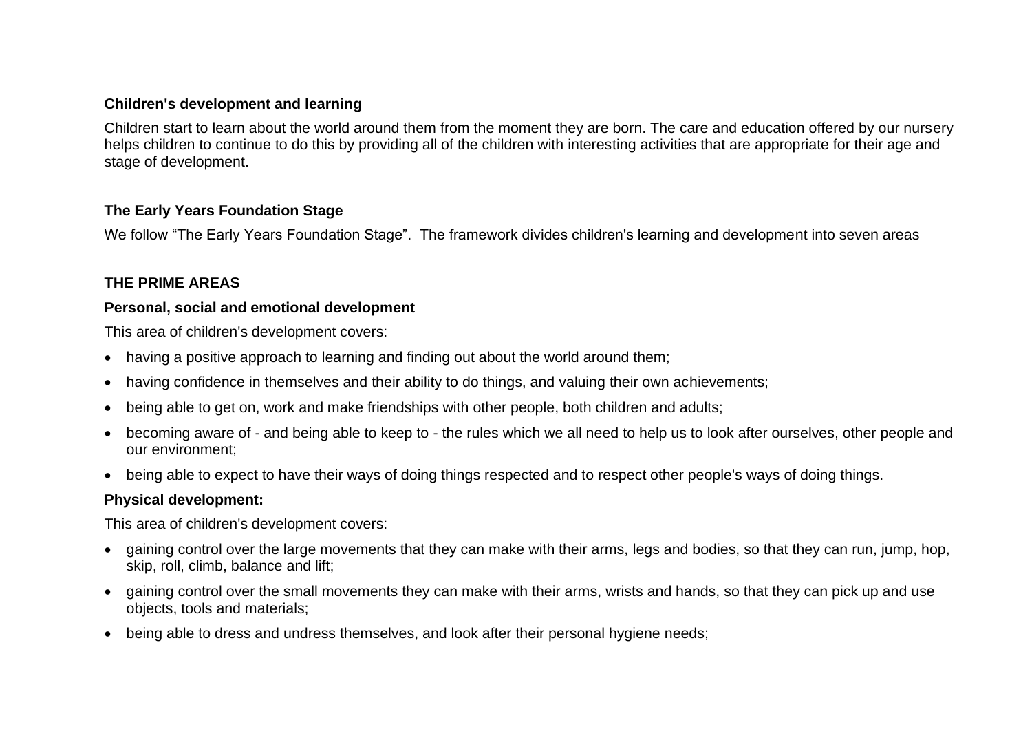### Children's development and learning

Children start to learn about the world around them from the moment they are born. The care and education offered by our nursery helps children to continue to do this by providing all of the children with interesting activities that are appropriate for their age and stage of development.

### The Early Years Foundation Stage

We follow “The Early Years Foundation Stage”.  The framework divides children's learning and development into seven areas

### THE PRIME AREAS

#### Personal, social and emotional development

This area of children's development covers:

- having a positive approach to learning and finding out about the world around them;
- having confidence in themselves and their ability to do things, and valuing their own achievements;
- being able to get on, work and make friendships with other people, both children and adults;
- becoming aware of - and being able to keep to - the rules which we all need to help us to look after ourselves, other people and our environment;
- being able to expect to have their ways of doing things respected and to respect other people's ways of doing things.

#### Physical development:

This area of children's development covers:

- gaining control over the large movements that they can make with their arms, legs and bodies, so that they can run, jump, hop, skip, roll, climb, balance and lift;
- gaining control over the small movements they can make with their arms, wrists and hands, so that they can pick up and use objects, tools and materials;
- being able to dress and undress themselves, and look after their personal hygiene needs;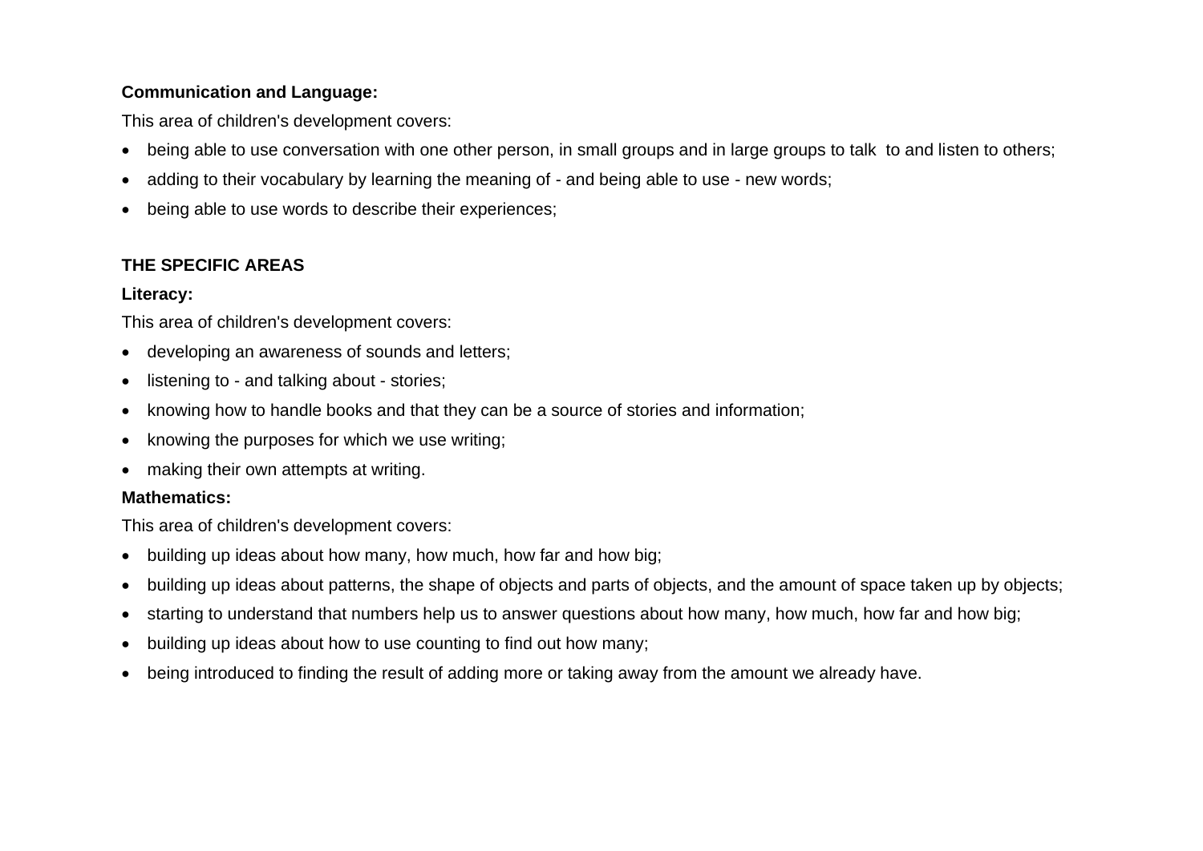**Communication and Language:**

This area of children's development covers:

- being able to use conversation with one other person, in small groups and in large groups to talk to and listen to others;
- adding to their vocabulary by learning the meaning of - and being able to use - new words;
- being able to use words to describe their experiences;

**THE SPECIFIC AREAS**

**Literacy:**

This area of children's development covers:

- developing an awareness of sounds and letters;
- listening to - and talking about - stories;
- knowing how to handle books and that they can be a source of stories and information;
- knowing the purposes for which we use writing;
- making their own attempts at writing.

**Mathematics:**

This area of children's development covers:

- building up ideas about how many, how much, how far and how big;
- building up ideas about patterns, the shape of objects and parts of objects, and the amount of space taken up by objects;
- starting to understand that numbers help us to answer questions about how many, how much, how far and how big;
- building up ideas about how to use counting to find out how many;
- being introduced to finding the result of adding more or taking away from the amount we already have.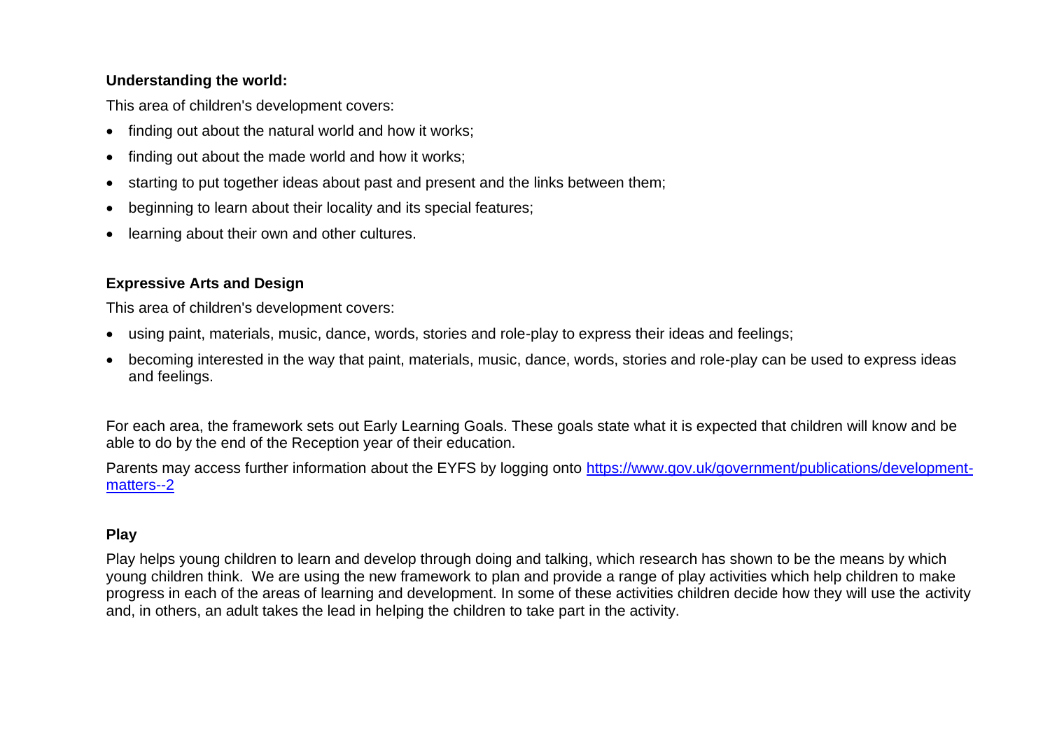**Understanding the world:**

This area of children's development covers:

- finding out about the natural world and how it works;
- finding out about the made world and how it works;
- starting to put together ideas about past and present and the links between them;
- beginning to learn about their locality and its special features;
- learning about their own and other cultures.

**Expressive Arts and Design**

This area of children's development covers:

- using paint, materials, music, dance, words, stories and role-play to express their ideas and feelings;
- becoming interested in the way that paint, materials, music, dance, words, stories and role-play can be used to express ideas and feelings.

For each area, the framework sets out Early Learning Goals. These goals state what it is expected that children will know and be able to do by the end of the Reception year of their education.

Parents may access further information about the EYFS by logging onto [https://www.gov.uk/government/publications/development-matters--2](https://www.gov.uk/government/publications/development-matters--2)

**Play**

Play helps young children to learn and develop through doing and talking, which research has shown to be the means by which young children think. We are using the new framework to plan and provide a range of play activities which help children to make progress in each of the areas of learning and development. In some of these activities children decide how they will use the activity and, in others, an adult takes the lead in helping the children to take part in the activity.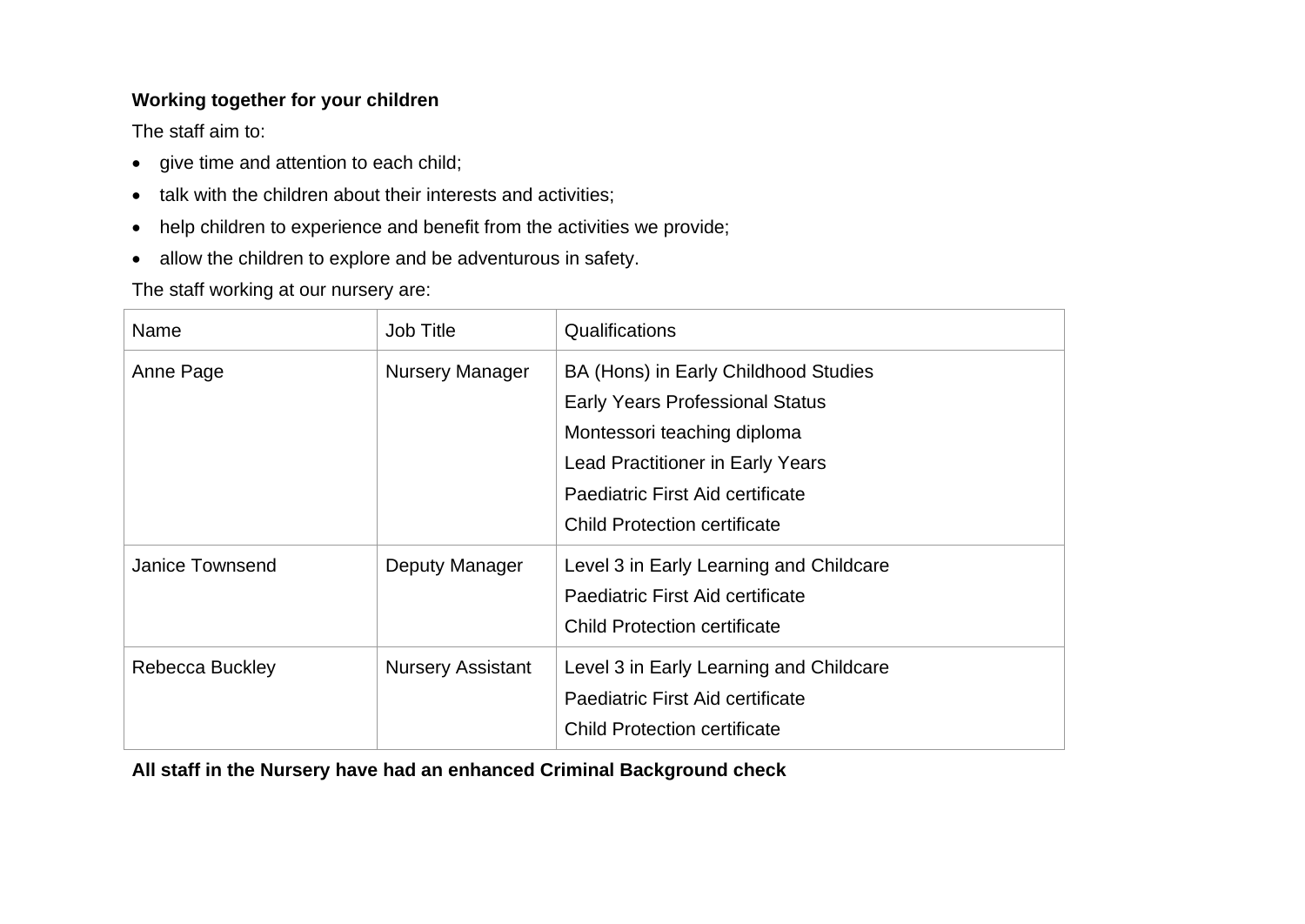**Working together for your children**

The staff aim to:

- give time and attention to each child;
- talk with the children about their interests and activities;
- help children to experience and benefit from the activities we provide;
- allow the children to explore and be adventurous in safety.

The staff working at our nursery are:

| Name | Job Title | Qualifications |
| --- | --- | --- |
| Anne Page | Nursery Manager | BA (Hons) in Early Childhood Studies<br>Early Years Professional Status<br>Montessori teaching diploma<br>Lead Practitioner in Early Years<br>Paediatric First Aid certificate<br>Child Protection certificate |
| Janice Townsend | Deputy Manager | Level 3 in Early Learning and Childcare<br>Paediatric First Aid certificate<br>Child Protection certificate |
| Rebecca Buckley | Nursery Assistant | Level 3 in Early Learning and Childcare<br>Paediatric First Aid certificate<br>Child Protection certificate |

**All staff in the Nursery have had an enhanced Criminal Background check**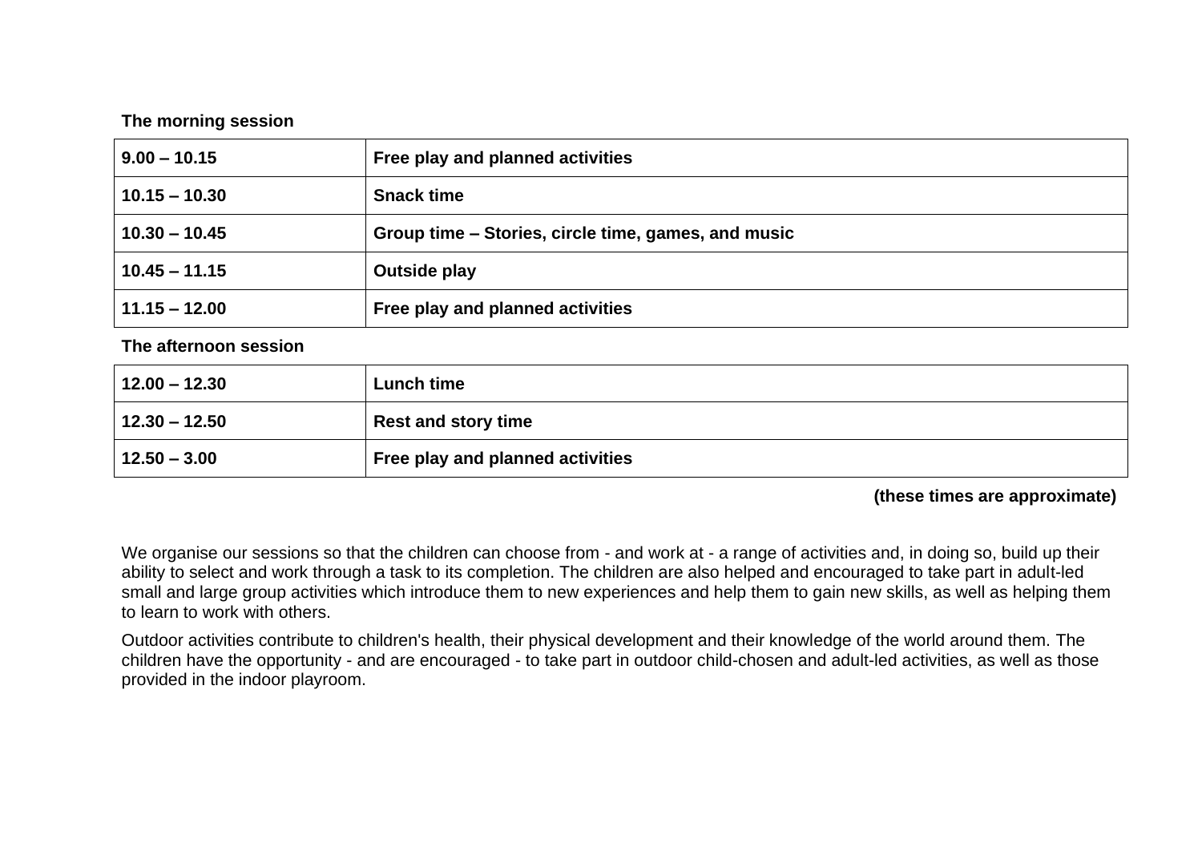**The morning session**

| 9.00 – 10.15 | Free play and planned activities |
|---|---|
| 10.15 – 10.30 | Snack time |
| 10.30 – 10.45 | Group time – Stories, circle time, games, and music |
| 10.45 – 11.15 | Outside play |
| 11.15 – 12.00 | Free play and planned activities |

**The afternoon session**

| 12.00 – 12.30 | Lunch time |
|---|---|
| 12.30 – 12.50 | Rest and story time |
| 12.50 – 3.00 | Free play and planned activities |

**(these times are approximate)**

We organise our sessions so that the children can choose from - and work at - a range of activities and, in doing so, build up their ability to select and work through a task to its completion. The children are also helped and encouraged to take part in adult-led small and large group activities which introduce them to new experiences and help them to gain new skills, as well as helping them to learn to work with others.

Outdoor activities contribute to children's health, their physical development and their knowledge of the world around them. The children have the opportunity - and are encouraged - to take part in outdoor child-chosen and adult-led activities, as well as those provided in the indoor playroom.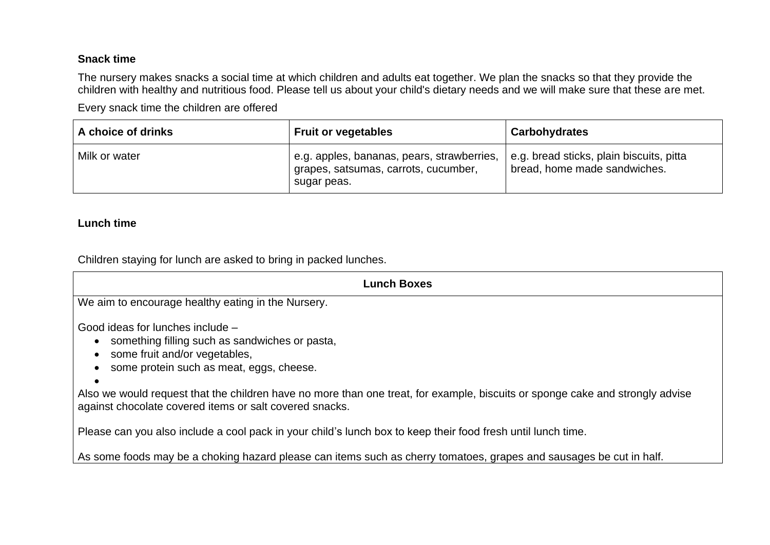**Snack time**

The nursery makes snacks a social time at which children and adults eat together. We plan the snacks so that they provide the children with healthy and nutritious food. Please tell us about your child's dietary needs and we will make sure that these are met.

Every snack time the children are offered

| A choice of drinks | Fruit or vegetables | Carbohydrates |
|---|---|---|
| Milk or water | e.g. apples, bananas, pears, strawberries, grapes, satsumas, carrots, cucumber, sugar peas. | e.g. bread sticks, plain biscuits, pitta bread, home made sandwiches. |

**Lunch time**

Children staying for lunch are asked to bring in packed lunches.

| Lunch Boxes |
|---|
| We aim to encourage healthy eating in the Nursery.<br><br>Good ideas for lunches include –<br>• something filling such as sandwiches or pasta,<br>• some fruit and/or vegetables,<br>• some protein such as meat, eggs, cheese.<br>•<br>Also we would request that the children have no more than one treat, for example, biscuits or sponge cake and strongly advise against chocolate covered items or salt covered snacks.<br><br>Please can you also include a cool pack in your child's lunch box to keep their food fresh until lunch time.<br><br>As some foods may be a choking hazard please can items such as cherry tomatoes, grapes and sausages be cut in half. |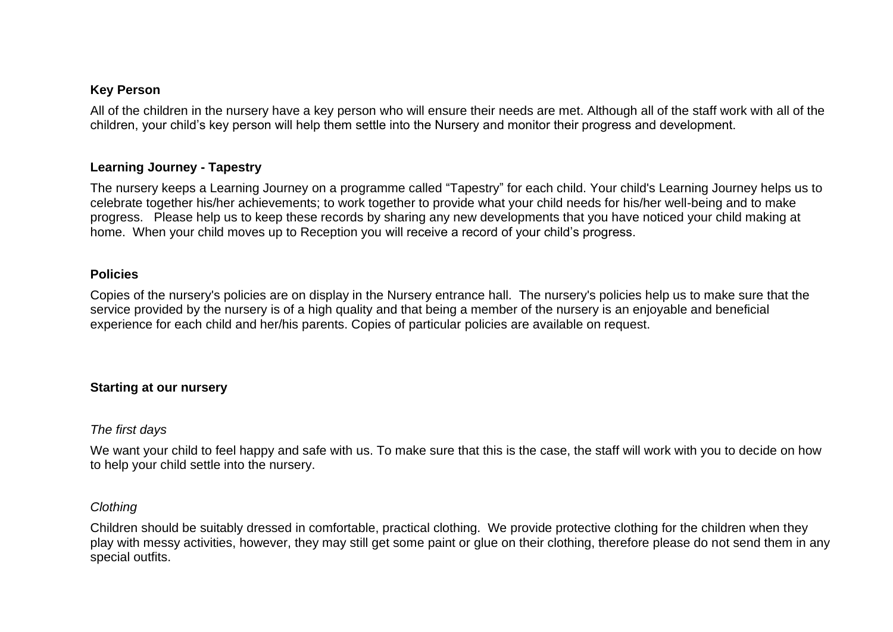**Key Person**

All of the children in the nursery have a key person who will ensure their needs are met. Although all of the staff work with all of the children, your child's key person will help them settle into the Nursery and monitor their progress and development.

**Learning Journey - Tapestry**

The nursery keeps a Learning Journey on a programme called "Tapestry" for each child. Your child's Learning Journey helps us to celebrate together his/her achievements; to work together to provide what your child needs for his/her well-being and to make progress. Please help us to keep these records by sharing any new developments that you have noticed your child making at home. When your child moves up to Reception you will receive a record of your child's progress.

**Policies**

Copies of the nursery's policies are on display in the Nursery entrance hall. The nursery's policies help us to make sure that the service provided by the nursery is of a high quality and that being a member of the nursery is an enjoyable and beneficial experience for each child and her/his parents. Copies of particular policies are available on request.

**Starting at our nursery**

*The first days*

We want your child to feel happy and safe with us. To make sure that this is the case, the staff will work with you to decide on how to help your child settle into the nursery.

*Clothing*

Children should be suitably dressed in comfortable, practical clothing. We provide protective clothing for the children when they play with messy activities, however, they may still get some paint or glue on their clothing, therefore please do not send them in any special outfits.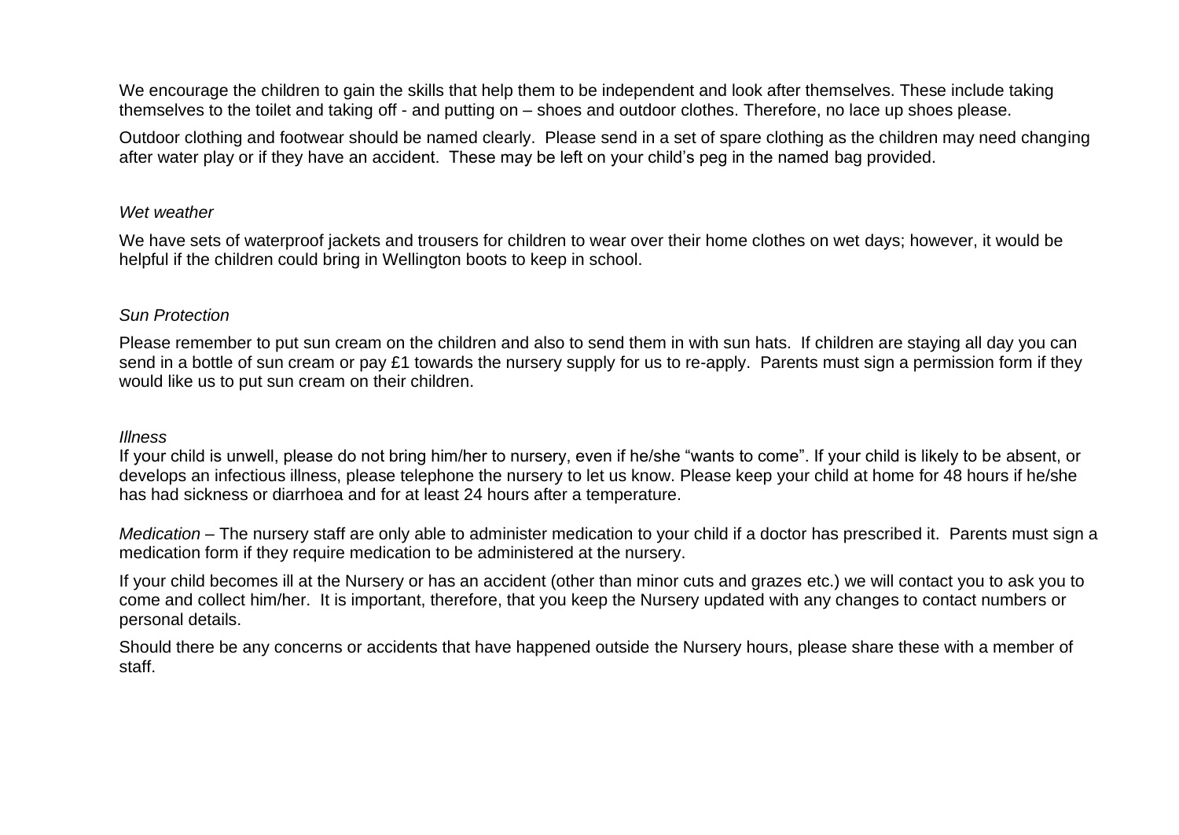We encourage the children to gain the skills that help them to be independent and look after themselves. These include taking themselves to the toilet and taking off - and putting on – shoes and outdoor clothes. Therefore, no lace up shoes please.

Outdoor clothing and footwear should be named clearly. Please send in a set of spare clothing as the children may need changing after water play or if they have an accident. These may be left on your child's peg in the named bag provided.

*Wet weather*

We have sets of waterproof jackets and trousers for children to wear over their home clothes on wet days; however, it would be helpful if the children could bring in Wellington boots to keep in school.

*Sun Protection*

Please remember to put sun cream on the children and also to send them in with sun hats. If children are staying all day you can send in a bottle of sun cream or pay £1 towards the nursery supply for us to re-apply. Parents must sign a permission form if they would like us to put sun cream on their children.

*Illness*

If your child is unwell, please do not bring him/her to nursery, even if he/she "wants to come". If your child is likely to be absent, or develops an infectious illness, please telephone the nursery to let us know. Please keep your child at home for 48 hours if he/she has had sickness or diarrhoea and for at least 24 hours after a temperature.

*Medication* – The nursery staff are only able to administer medication to your child if a doctor has prescribed it. Parents must sign a medication form if they require medication to be administered at the nursery.

If your child becomes ill at the Nursery or has an accident (other than minor cuts and grazes etc.) we will contact you to ask you to come and collect him/her. It is important, therefore, that you keep the Nursery updated with any changes to contact numbers or personal details.

Should there be any concerns or accidents that have happened outside the Nursery hours, please share these with a member of staff.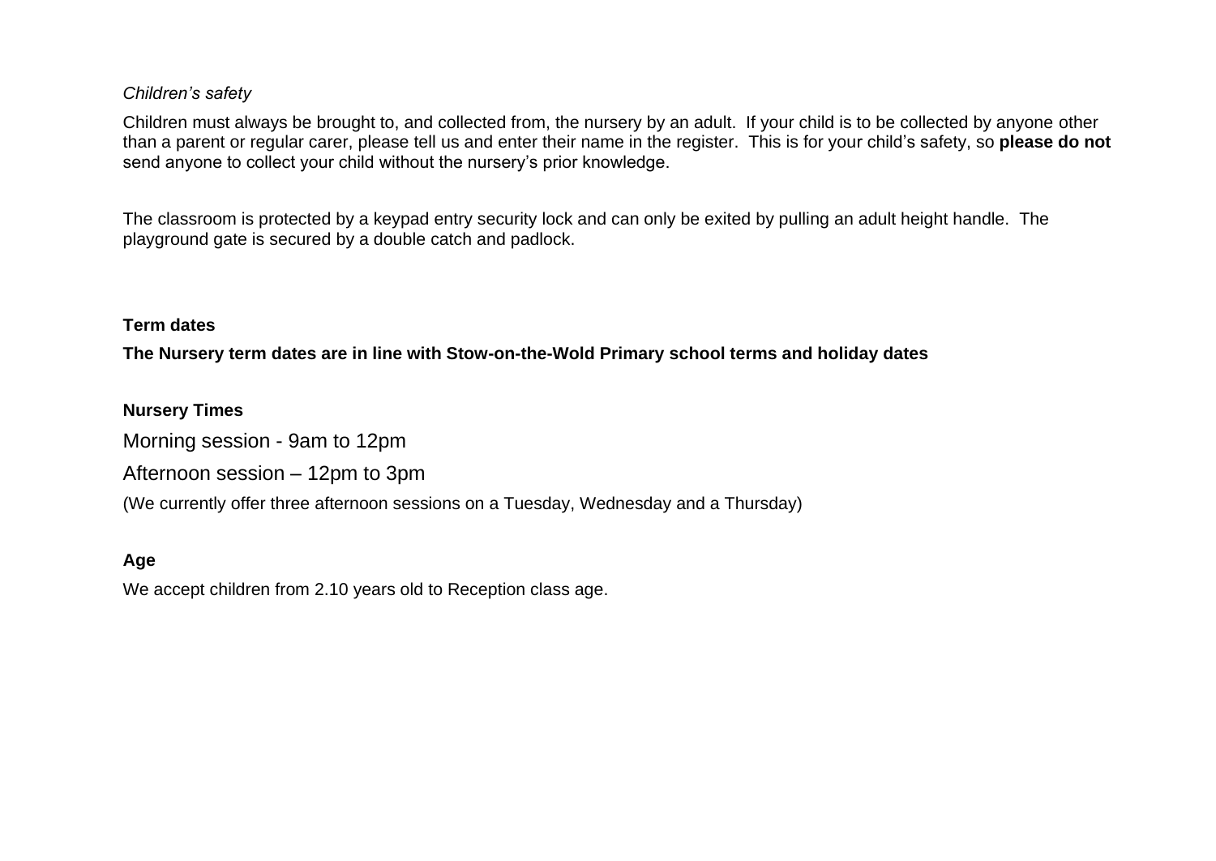*Children's safety*

Children must always be brought to, and collected from, the nursery by an adult. If your child is to be collected by anyone other than a parent or regular carer, please tell us and enter their name in the register. This is for your child's safety, so **please do not** send anyone to collect your child without the nursery's prior knowledge.

The classroom is protected by a keypad entry security lock and can only be exited by pulling an adult height handle. The playground gate is secured by a double catch and padlock.

**Term dates**

**The Nursery term dates are in line with Stow-on-the-Wold Primary school terms and holiday dates**

**Nursery Times**

Morning session - 9am to 12pm

Afternoon session – 12pm to 3pm

(We currently offer three afternoon sessions on a Tuesday, Wednesday and a Thursday)

**Age**

We accept children from 2.10 years old to Reception class age.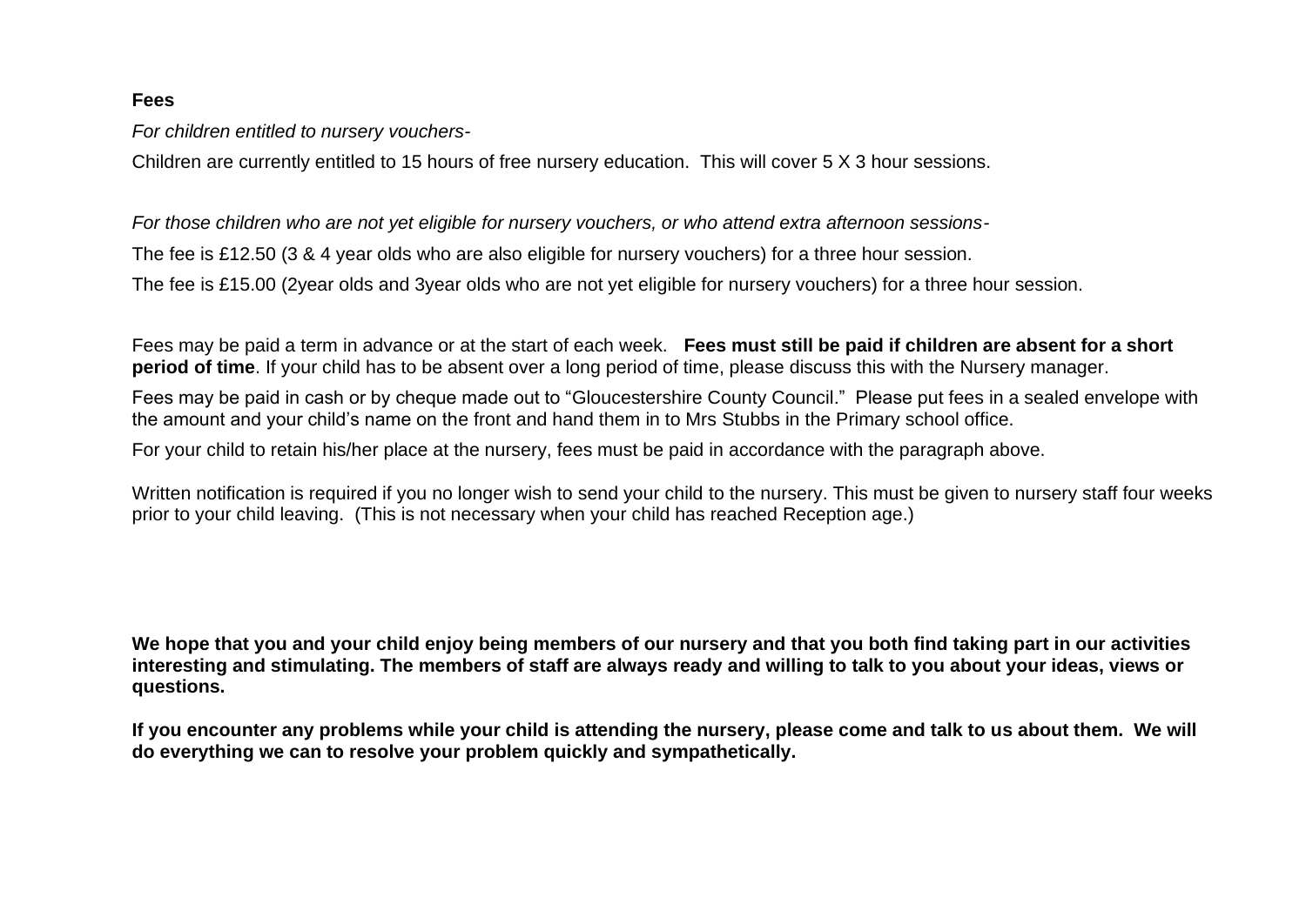**Fees**

*For children entitled to nursery vouchers-*

Children are currently entitled to 15 hours of free nursery education. This will cover 5 X 3 hour sessions.

*For those children who are not yet eligible for nursery vouchers, or who attend extra afternoon sessions-*

The fee is £12.50 (3 & 4 year olds who are also eligible for nursery vouchers) for a three hour session.

The fee is £15.00 (2year olds and 3year olds who are not yet eligible for nursery vouchers) for a three hour session.

Fees may be paid a term in advance or at the start of each week. **Fees must still be paid if children are absent for a short period of time**. If your child has to be absent over a long period of time, please discuss this with the Nursery manager.

Fees may be paid in cash or by cheque made out to "Gloucestershire County Council." Please put fees in a sealed envelope with the amount and your child's name on the front and hand them in to Mrs Stubbs in the Primary school office.

For your child to retain his/her place at the nursery, fees must be paid in accordance with the paragraph above.

Written notification is required if you no longer wish to send your child to the nursery. This must be given to nursery staff four weeks prior to your child leaving. (This is not necessary when your child has reached Reception age.)

**We hope that you and your child enjoy being members of our nursery and that you both find taking part in our activities interesting and stimulating. The members of staff are always ready and willing to talk to you about your ideas, views or questions.**

**If you encounter any problems while your child is attending the nursery, please come and talk to us about them. We will do everything we can to resolve your problem quickly and sympathetically.**